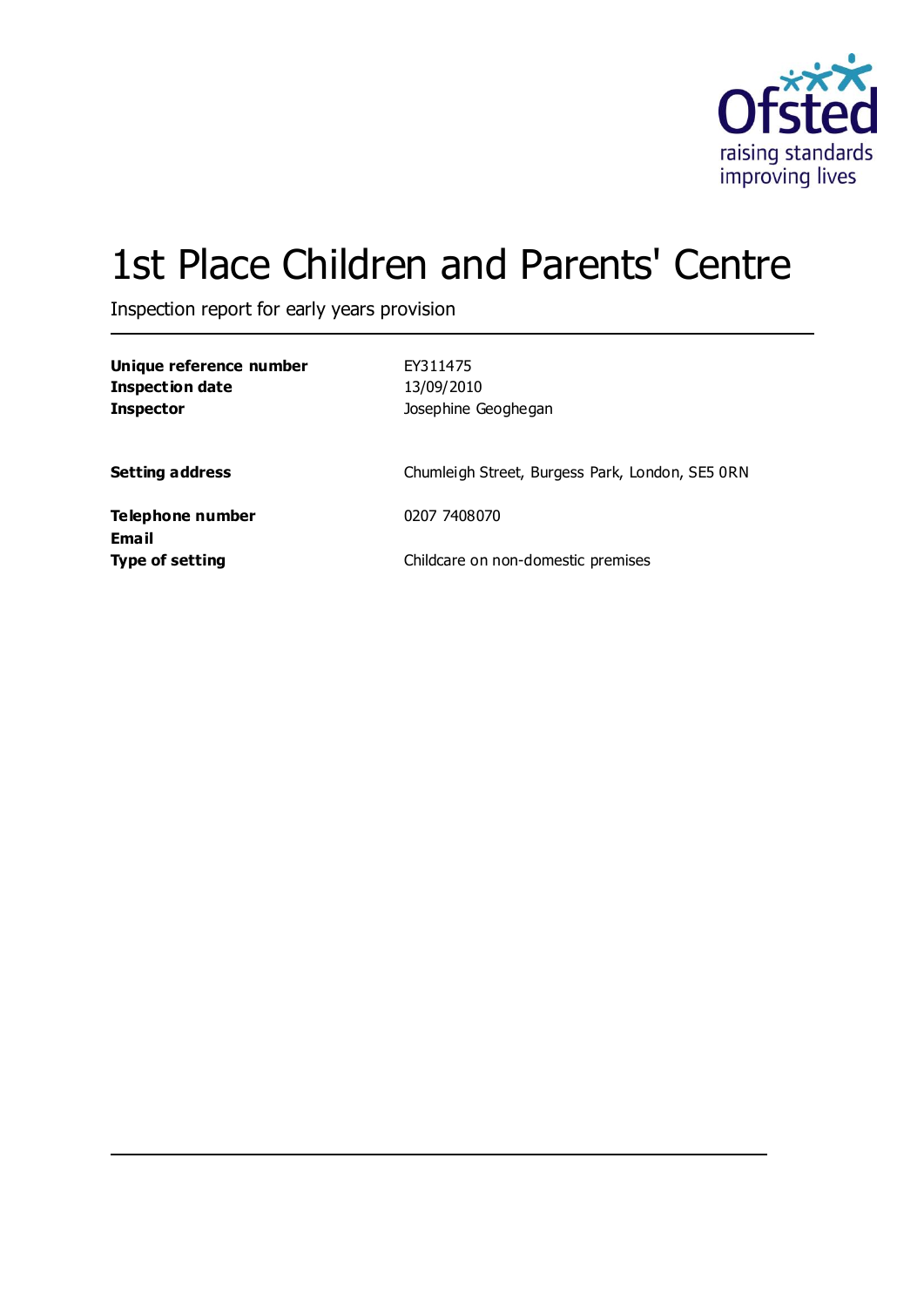# 1st Place Children and Parents' Centre

Inspection report for early years provision

| | |
|---|---|
| **Unique reference number** | EY311475 |
| **Inspection date** | 13/09/2010 |
| **Inspector** | Josephine Geoghegan |
| | |
| **Setting address** | Chumleigh Street, Burgess Park, London, SE5 0RN |
| | |
| **Telephone number** | 0207 7408070 |
| **Email** | |
| **Type of setting** | Childcare on non-domestic premises |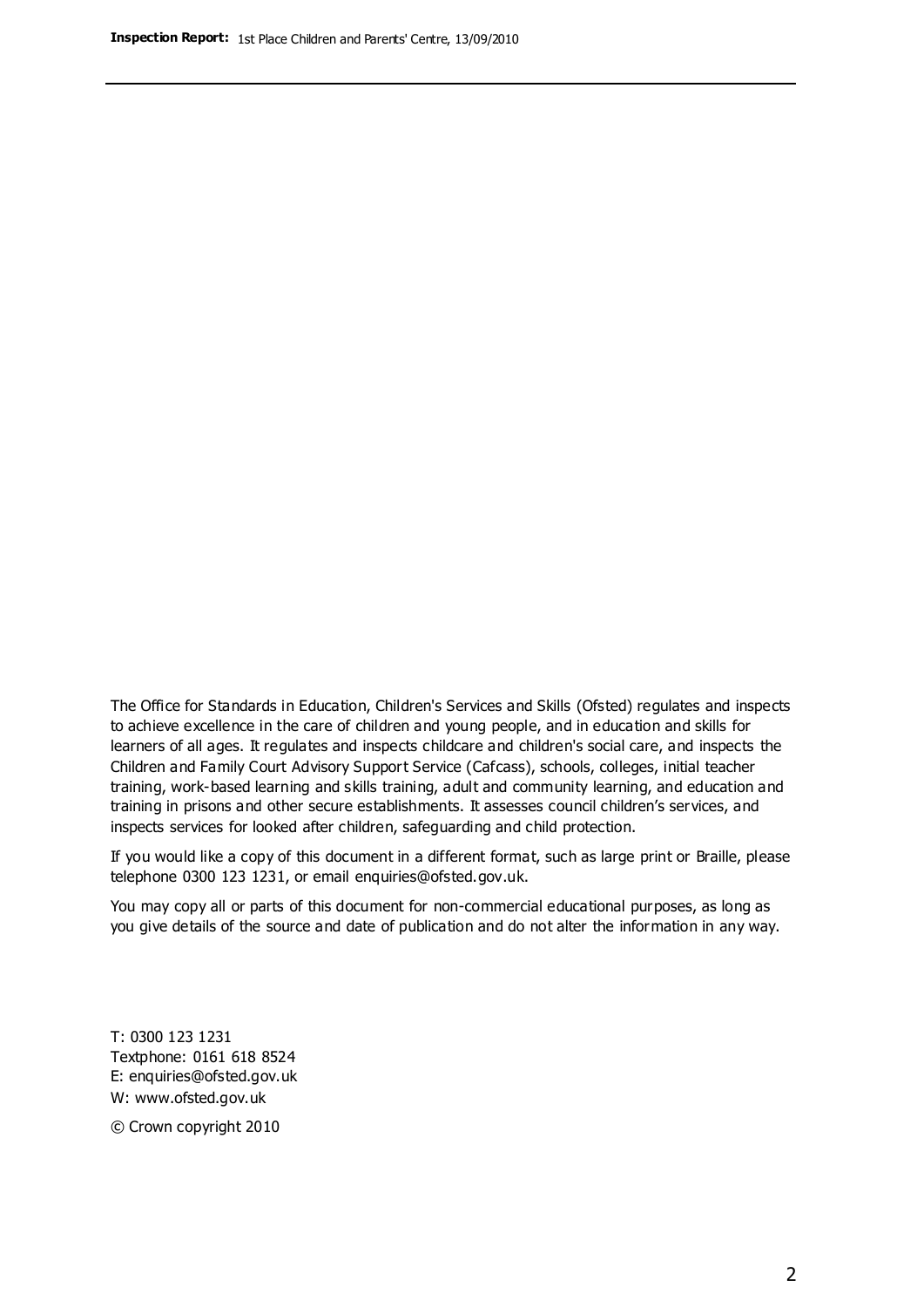The Office for Standards in Education, Children's Services and Skills (Ofsted) regulates and inspects to achieve excellence in the care of children and young people, and in education and skills for learners of all ages. It regulates and inspects childcare and children's social care, and inspects the Children and Family Court Advisory Support Service (Cafcass), schools, colleges, initial teacher training, work-based learning and skills training, adult and community learning, and education and training in prisons and other secure establishments. It assesses council children's services, and inspects services for looked after children, safeguarding and child protection.

If you would like a copy of this document in a different format, such as large print or Braille, please telephone 0300 123 1231, or email enquiries@ofsted.gov.uk.

You may copy all or parts of this document for non-commercial educational purposes, as long as you give details of the source and date of publication and do not alter the information in any way.

T: 0300 123 1231
Textphone: 0161 618 8524
E: enquiries@ofsted.gov.uk
W: www.ofsted.gov.uk

© Crown copyright 2010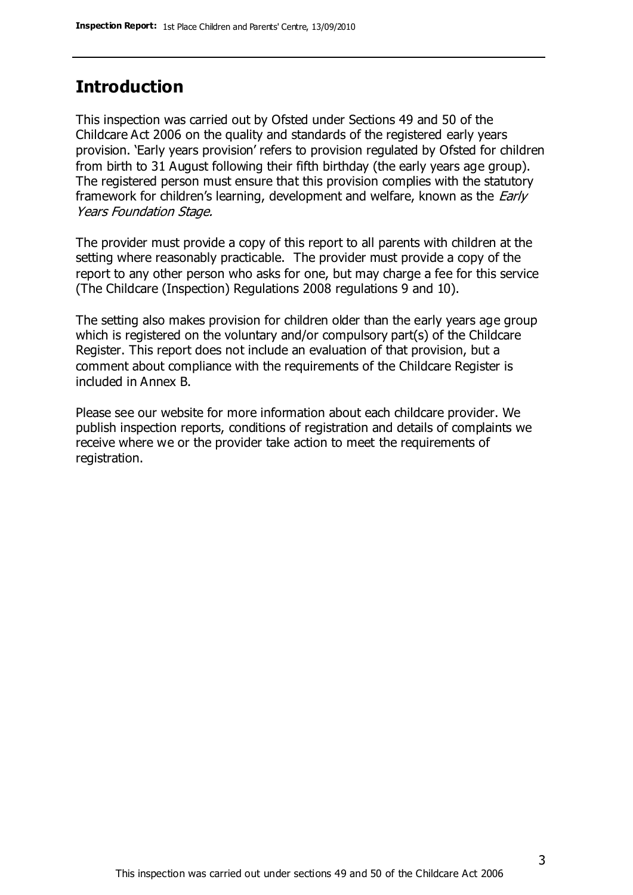## Introduction

This inspection was carried out by Ofsted under Sections 49 and 50 of the Childcare Act 2006 on the quality and standards of the registered early years provision. 'Early years provision' refers to provision regulated by Ofsted for children from birth to 31 August following their fifth birthday (the early years age group). The registered person must ensure that this provision complies with the statutory framework for children's learning, development and welfare, known as the *Early Years Foundation Stage.*

The provider must provide a copy of this report to all parents with children at the setting where reasonably practicable. The provider must provide a copy of the report to any other person who asks for one, but may charge a fee for this service (The Childcare (Inspection) Regulations 2008 regulations 9 and 10).

The setting also makes provision for children older than the early years age group which is registered on the voluntary and/or compulsory part(s) of the Childcare Register. This report does not include an evaluation of that provision, but a comment about compliance with the requirements of the Childcare Register is included in Annex B.

Please see our website for more information about each childcare provider. We publish inspection reports, conditions of registration and details of complaints we receive where we or the provider take action to meet the requirements of registration.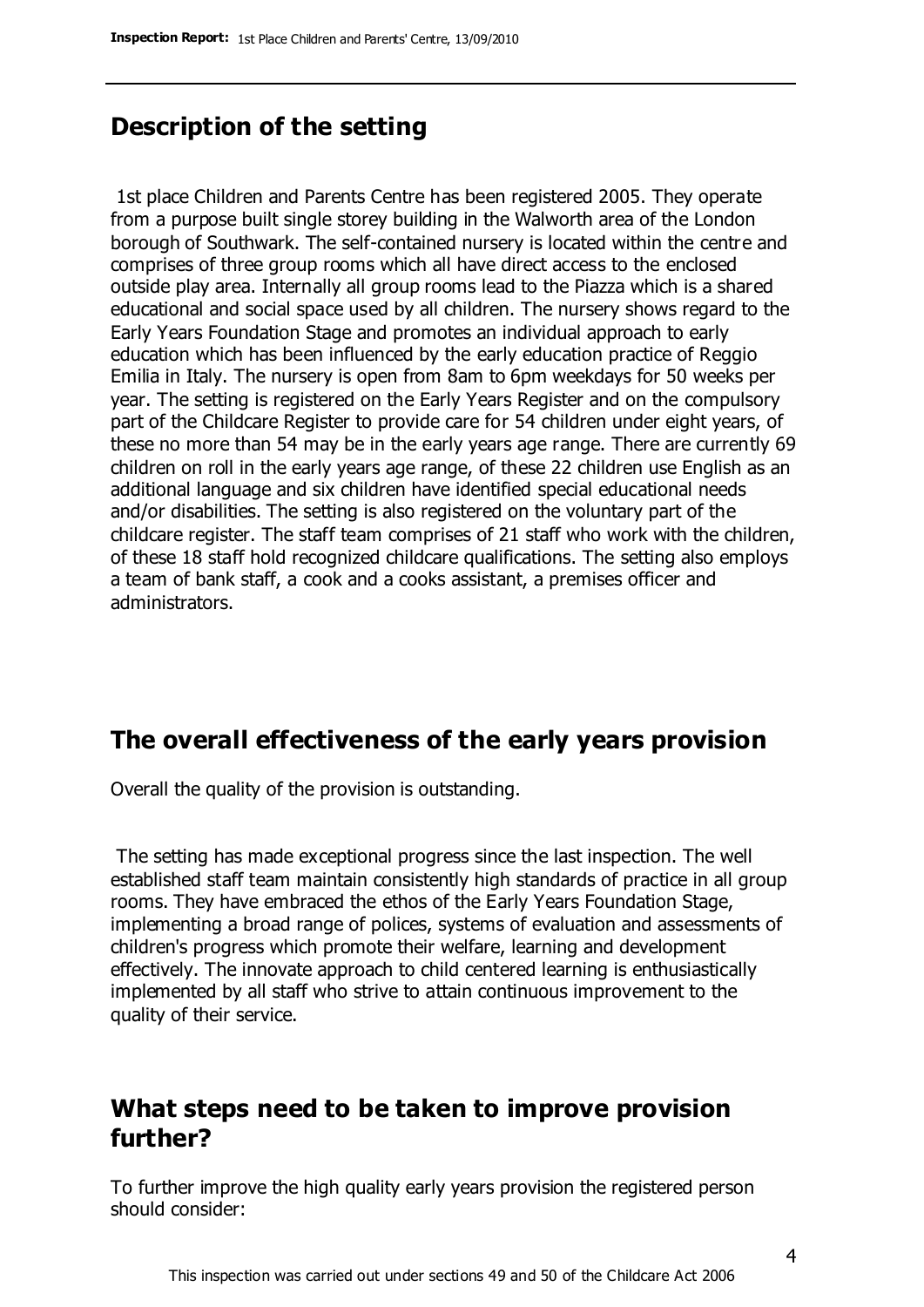## Description of the setting

1st place Children and Parents Centre has been registered 2005. They operate from a purpose built single storey building in the Walworth area of the London borough of Southwark. The self-contained nursery is located within the centre and comprises of three group rooms which all have direct access to the enclosed outside play area. Internally all group rooms lead to the Piazza which is a shared educational and social space used by all children. The nursery shows regard to the Early Years Foundation Stage and promotes an individual approach to early education which has been influenced by the early education practice of Reggio Emilia in Italy. The nursery is open from 8am to 6pm weekdays for 50 weeks per year. The setting is registered on the Early Years Register and on the compulsory part of the Childcare Register to provide care for 54 children under eight years, of these no more than 54 may be in the early years age range. There are currently 69 children on roll in the early years age range, of these 22 children use English as an additional language and six children have identified special educational needs and/or disabilities. The setting is also registered on the voluntary part of the childcare register. The staff team comprises of 21 staff who work with the children, of these 18 staff hold recognized childcare qualifications. The setting also employs a team of bank staff, a cook and a cooks assistant, a premises officer and administrators.

## The overall effectiveness of the early years provision

Overall the quality of the provision is outstanding.

The setting has made exceptional progress since the last inspection. The well established staff team maintain consistently high standards of practice in all group rooms. They have embraced the ethos of the Early Years Foundation Stage, implementing a broad range of polices, systems of evaluation and assessments of children's progress which promote their welfare, learning and development effectively. The innovate approach to child centered learning is enthusiastically implemented by all staff who strive to attain continuous improvement to the quality of their service.

## What steps need to be taken to improve provision further?

To further improve the high quality early years provision the registered person should consider: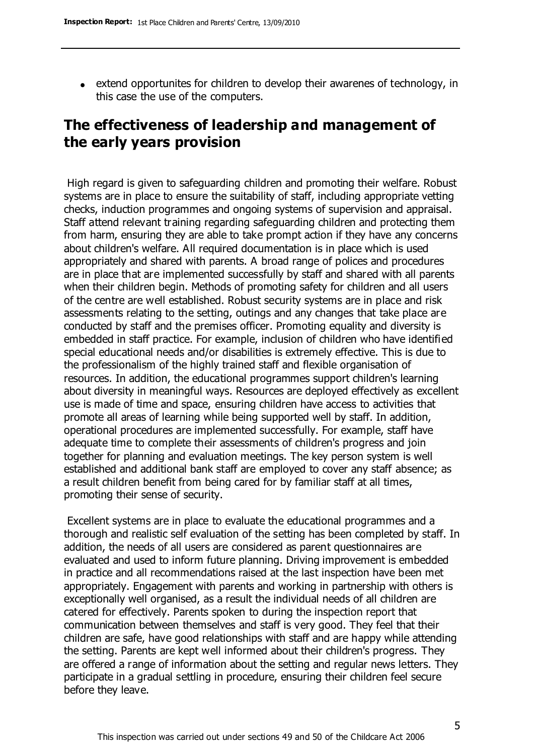- extend opportunites for children to develop their awarenes of technology, in this case the use of the computers.

## The effectiveness of leadership and management of the early years provision

High regard is given to safeguarding children and promoting their welfare. Robust systems are in place to ensure the suitability of staff, including appropriate vetting checks, induction programmes and ongoing systems of supervision and appraisal. Staff attend relevant training regarding safeguarding children and protecting them from harm, ensuring they are able to take prompt action if they have any concerns about children's welfare. All required documentation is in place which is used appropriately and shared with parents. A broad range of polices and procedures are in place that are implemented successfully by staff and shared with all parents when their children begin. Methods of promoting safety for children and all users of the centre are well established. Robust security systems are in place and risk assessments relating to the setting, outings and any changes that take place are conducted by staff and the premises officer. Promoting equality and diversity is embedded in staff practice. For example, inclusion of children who have identified special educational needs and/or disabilities is extremely effective. This is due to the professionalism of the highly trained staff and flexible organisation of resources. In addition, the educational programmes support children's learning about diversity in meaningful ways. Resources are deployed effectively as excellent use is made of time and space, ensuring children have access to activities that promote all areas of learning while being supported well by staff. In addition, operational procedures are implemented successfully. For example, staff have adequate time to complete their assessments of children's progress and join together for planning and evaluation meetings. The key person system is well established and additional bank staff are employed to cover any staff absence; as a result children benefit from being cared for by familiar staff at all times, promoting their sense of security.

Excellent systems are in place to evaluate the educational programmes and a thorough and realistic self evaluation of the setting has been completed by staff. In addition, the needs of all users are considered as parent questionnaires are evaluated and used to inform future planning. Driving improvement is embedded in practice and all recommendations raised at the last inspection have been met appropriately. Engagement with parents and working in partnership with others is exceptionally well organised, as a result the individual needs of all children are catered for effectively. Parents spoken to during the inspection report that communication between themselves and staff is very good. They feel that their children are safe, have good relationships with staff and are happy while attending the setting. Parents are kept well informed about their children's progress. They are offered a range of information about the setting and regular news letters. They participate in a gradual settling in procedure, ensuring their children feel secure before they leave.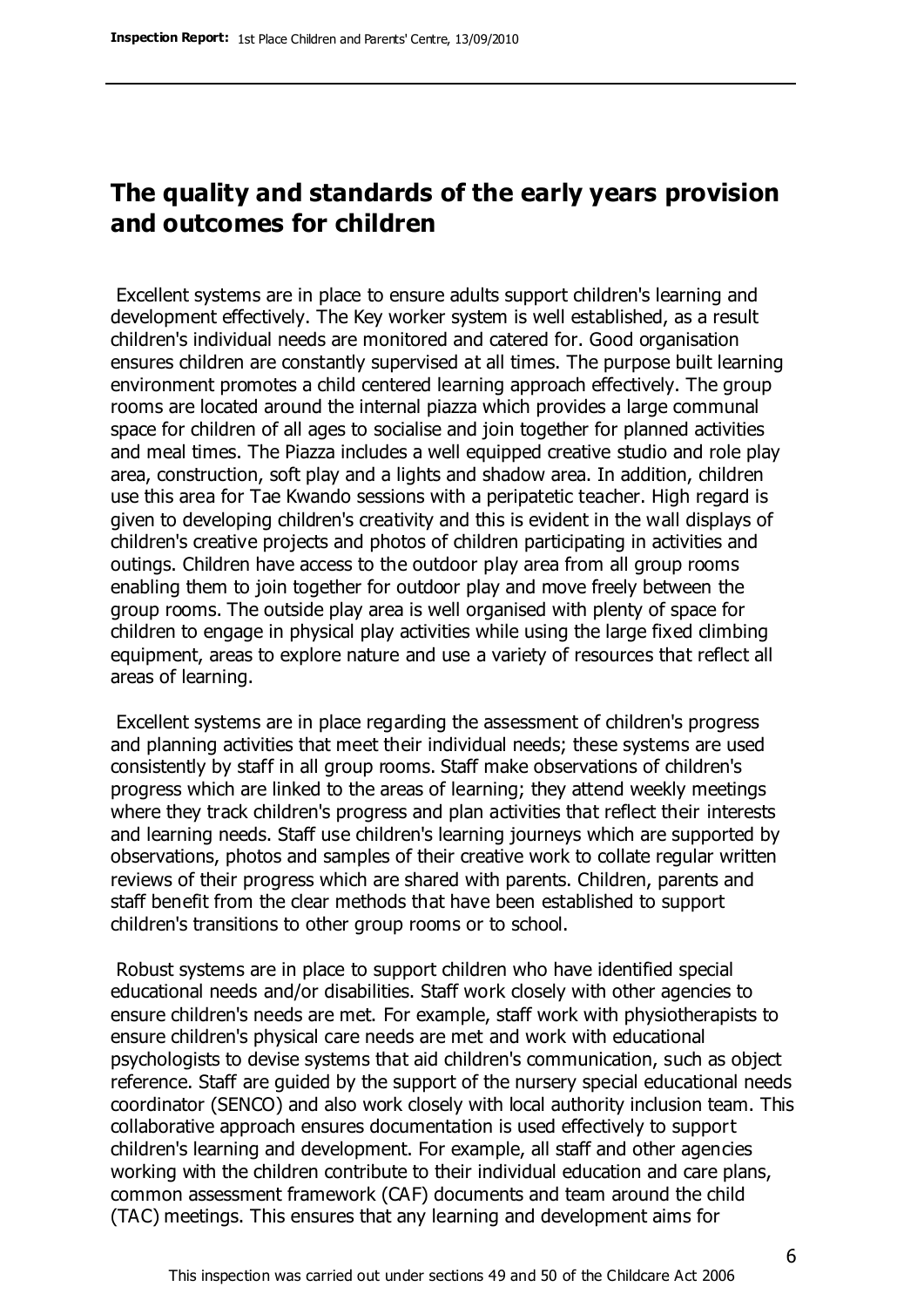## The quality and standards of the early years provision and outcomes for children

Excellent systems are in place to ensure adults support children's learning and development effectively. The Key worker system is well established, as a result children's individual needs are monitored and catered for. Good organisation ensures children are constantly supervised at all times. The purpose built learning environment promotes a child centered learning approach effectively. The group rooms are located around the internal piazza which provides a large communal space for children of all ages to socialise and join together for planned activities and meal times. The Piazza includes a well equipped creative studio and role play area, construction, soft play and a lights and shadow area. In addition, children use this area for Tae Kwando sessions with a peripatetic teacher. High regard is given to developing children's creativity and this is evident in the wall displays of children's creative projects and photos of children participating in activities and outings. Children have access to the outdoor play area from all group rooms enabling them to join together for outdoor play and move freely between the group rooms. The outside play area is well organised with plenty of space for children to engage in physical play activities while using the large fixed climbing equipment, areas to explore nature and use a variety of resources that reflect all areas of learning.

Excellent systems are in place regarding the assessment of children's progress and planning activities that meet their individual needs; these systems are used consistently by staff in all group rooms. Staff make observations of children's progress which are linked to the areas of learning; they attend weekly meetings where they track children's progress and plan activities that reflect their interests and learning needs. Staff use children's learning journeys which are supported by observations, photos and samples of their creative work to collate regular written reviews of their progress which are shared with parents. Children, parents and staff benefit from the clear methods that have been established to support children's transitions to other group rooms or to school.

Robust systems are in place to support children who have identified special educational needs and/or disabilities. Staff work closely with other agencies to ensure children's needs are met. For example, staff work with physiotherapists to ensure children's physical care needs are met and work with educational psychologists to devise systems that aid children's communication, such as object reference. Staff are guided by the support of the nursery special educational needs coordinator (SENCO) and also work closely with local authority inclusion team. This collaborative approach ensures documentation is used effectively to support children's learning and development. For example, all staff and other agencies working with the children contribute to their individual education and care plans, common assessment framework (CAF) documents and team around the child (TAC) meetings. This ensures that any learning and development aims for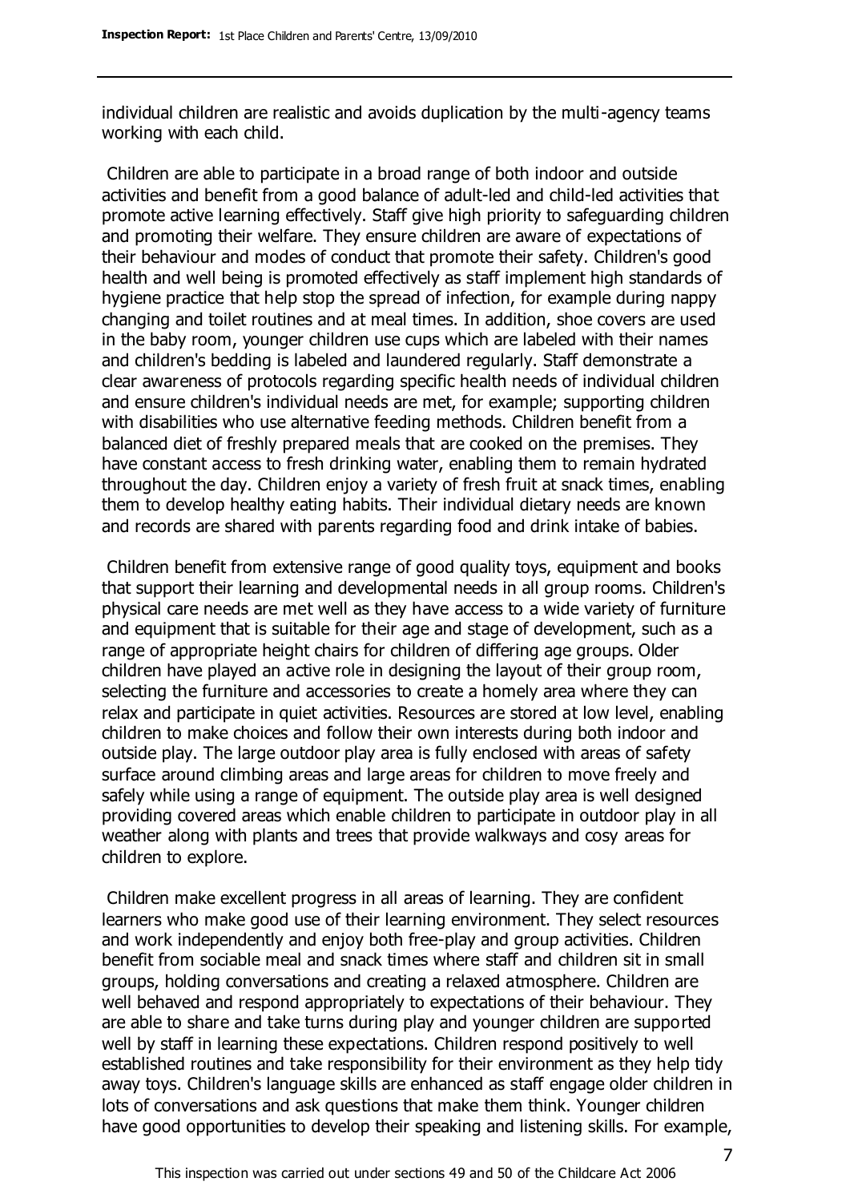individual children are realistic and avoids duplication by the multi-agency teams working with each child.

Children are able to participate in a broad range of both indoor and outside activities and benefit from a good balance of adult-led and child-led activities that promote active learning effectively. Staff give high priority to safeguarding children and promoting their welfare. They ensure children are aware of expectations of their behaviour and modes of conduct that promote their safety. Children's good health and well being is promoted effectively as staff implement high standards of hygiene practice that help stop the spread of infection, for example during nappy changing and toilet routines and at meal times. In addition, shoe covers are used in the baby room, younger children use cups which are labeled with their names and children's bedding is labeled and laundered regularly. Staff demonstrate a clear awareness of protocols regarding specific health needs of individual children and ensure children's individual needs are met, for example; supporting children with disabilities who use alternative feeding methods. Children benefit from a balanced diet of freshly prepared meals that are cooked on the premises. They have constant access to fresh drinking water, enabling them to remain hydrated throughout the day. Children enjoy a variety of fresh fruit at snack times, enabling them to develop healthy eating habits. Their individual dietary needs are known and records are shared with parents regarding food and drink intake of babies.

Children benefit from extensive range of good quality toys, equipment and books that support their learning and developmental needs in all group rooms. Children's physical care needs are met well as they have access to a wide variety of furniture and equipment that is suitable for their age and stage of development, such as a range of appropriate height chairs for children of differing age groups. Older children have played an active role in designing the layout of their group room, selecting the furniture and accessories to create a homely area where they can relax and participate in quiet activities. Resources are stored at low level, enabling children to make choices and follow their own interests during both indoor and outside play. The large outdoor play area is fully enclosed with areas of safety surface around climbing areas and large areas for children to move freely and safely while using a range of equipment. The outside play area is well designed providing covered areas which enable children to participate in outdoor play in all weather along with plants and trees that provide walkways and cosy areas for children to explore.

Children make excellent progress in all areas of learning. They are confident learners who make good use of their learning environment. They select resources and work independently and enjoy both free-play and group activities. Children benefit from sociable meal and snack times where staff and children sit in small groups, holding conversations and creating a relaxed atmosphere. Children are well behaved and respond appropriately to expectations of their behaviour. They are able to share and take turns during play and younger children are supported well by staff in learning these expectations. Children respond positively to well established routines and take responsibility for their environment as they help tidy away toys. Children's language skills are enhanced as staff engage older children in lots of conversations and ask questions that make them think. Younger children have good opportunities to develop their speaking and listening skills. For example,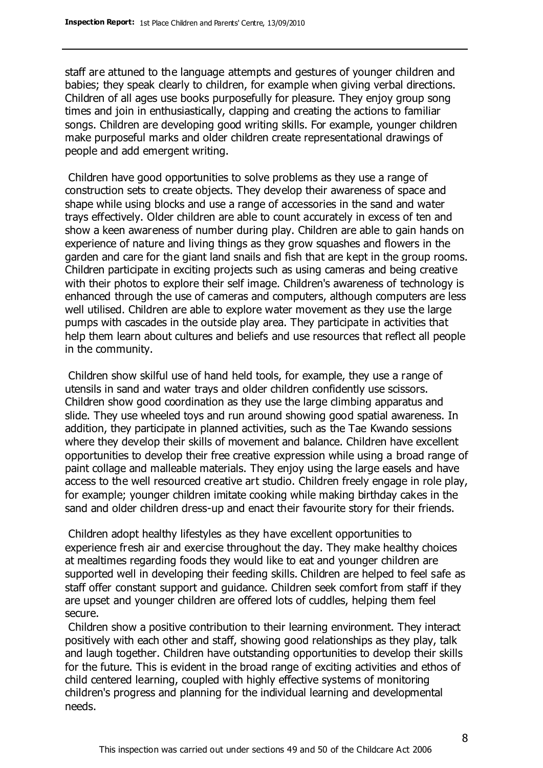staff are attuned to the language attempts and gestures of younger children and babies; they speak clearly to children, for example when giving verbal directions. Children of all ages use books purposefully for pleasure. They enjoy group song times and join in enthusiastically, clapping and creating the actions to familiar songs. Children are developing good writing skills. For example, younger children make purposeful marks and older children create representational drawings of people and add emergent writing.

Children have good opportunities to solve problems as they use a range of construction sets to create objects. They develop their awareness of space and shape while using blocks and use a range of accessories in the sand and water trays effectively. Older children are able to count accurately in excess of ten and show a keen awareness of number during play. Children are able to gain hands on experience of nature and living things as they grow squashes and flowers in the garden and care for the giant land snails and fish that are kept in the group rooms. Children participate in exciting projects such as using cameras and being creative with their photos to explore their self image. Children's awareness of technology is enhanced through the use of cameras and computers, although computers are less well utilised. Children are able to explore water movement as they use the large pumps with cascades in the outside play area. They participate in activities that help them learn about cultures and beliefs and use resources that reflect all people in the community.

Children show skilful use of hand held tools, for example, they use a range of utensils in sand and water trays and older children confidently use scissors. Children show good coordination as they use the large climbing apparatus and slide. They use wheeled toys and run around showing good spatial awareness. In addition, they participate in planned activities, such as the Tae Kwando sessions where they develop their skills of movement and balance. Children have excellent opportunities to develop their free creative expression while using a broad range of paint collage and malleable materials. They enjoy using the large easels and have access to the well resourced creative art studio. Children freely engage in role play, for example; younger children imitate cooking while making birthday cakes in the sand and older children dress-up and enact their favourite story for their friends.

Children adopt healthy lifestyles as they have excellent opportunities to experience fresh air and exercise throughout the day. They make healthy choices at mealtimes regarding foods they would like to eat and younger children are supported well in developing their feeding skills. Children are helped to feel safe as staff offer constant support and guidance. Children seek comfort from staff if they are upset and younger children are offered lots of cuddles, helping them feel secure.

Children show a positive contribution to their learning environment. They interact positively with each other and staff, showing good relationships as they play, talk and laugh together. Children have outstanding opportunities to develop their skills for the future. This is evident in the broad range of exciting activities and ethos of child centered learning, coupled with highly effective systems of monitoring children's progress and planning for the individual learning and developmental needs.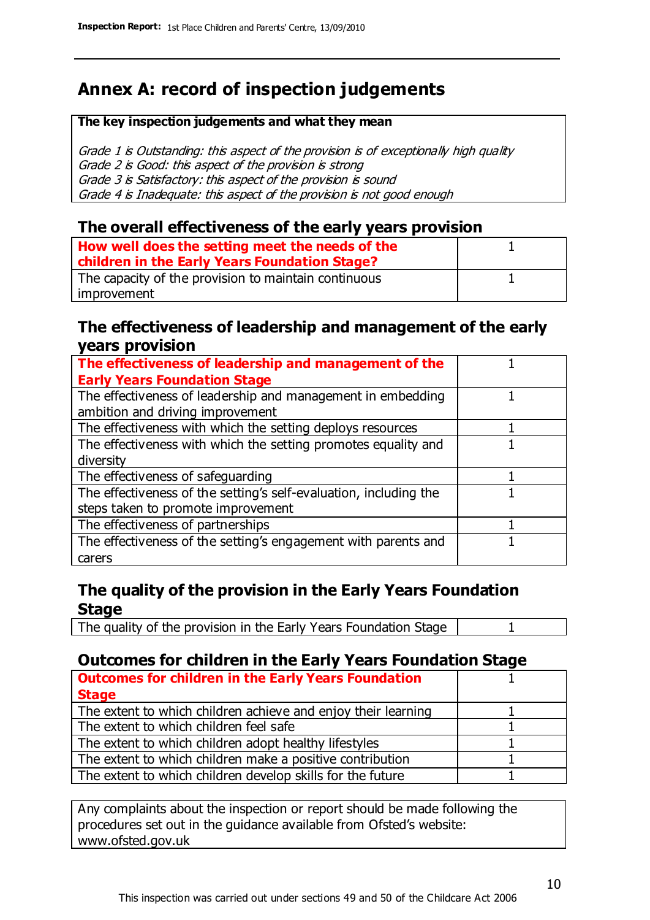## Annex A: record of inspection judgements

**The key inspection judgements and what they mean**

*Grade 1 is Outstanding: this aspect of the provision is of exceptionally high quality*
*Grade 2 is Good: this aspect of the provision is strong*
*Grade 3 is Satisfactory: this aspect of the provision is sound*
*Grade 4 is Inadequate: this aspect of the provision is not good enough*

### The overall effectiveness of the early years provision

| | |
|---|---|
| **How well does the setting meet the needs of the children in the Early Years Foundation Stage?** | 1 |
| The capacity of the provision to maintain continuous improvement | 1 |

### The effectiveness of leadership and management of the early years provision

| | |
|---|---|
| **The effectiveness of leadership and management of the Early Years Foundation Stage** | 1 |
| The effectiveness of leadership and management in embedding ambition and driving improvement | 1 |
| The effectiveness with which the setting deploys resources | 1 |
| The effectiveness with which the setting promotes equality and diversity | 1 |
| The effectiveness of safeguarding | 1 |
| The effectiveness of the setting's self-evaluation, including the steps taken to promote improvement | 1 |
| The effectiveness of partnerships | 1 |
| The effectiveness of the setting's engagement with parents and carers | 1 |

### The quality of the provision in the Early Years Foundation Stage

| | |
|---|---|
| The quality of the provision in the Early Years Foundation Stage | 1 |

### Outcomes for children in the Early Years Foundation Stage

| | |
|---|---|
| **Outcomes for children in the Early Years Foundation Stage** | 1 |
| The extent to which children achieve and enjoy their learning | 1 |
| The extent to which children feel safe | 1 |
| The extent to which children adopt healthy lifestyles | 1 |
| The extent to which children make a positive contribution | 1 |
| The extent to which children develop skills for the future | 1 |

Any complaints about the inspection or report should be made following the procedures set out in the guidance available from Ofsted's website: www.ofsted.gov.uk

This inspection was carried out under sections 49 and 50 of the Childcare Act 2006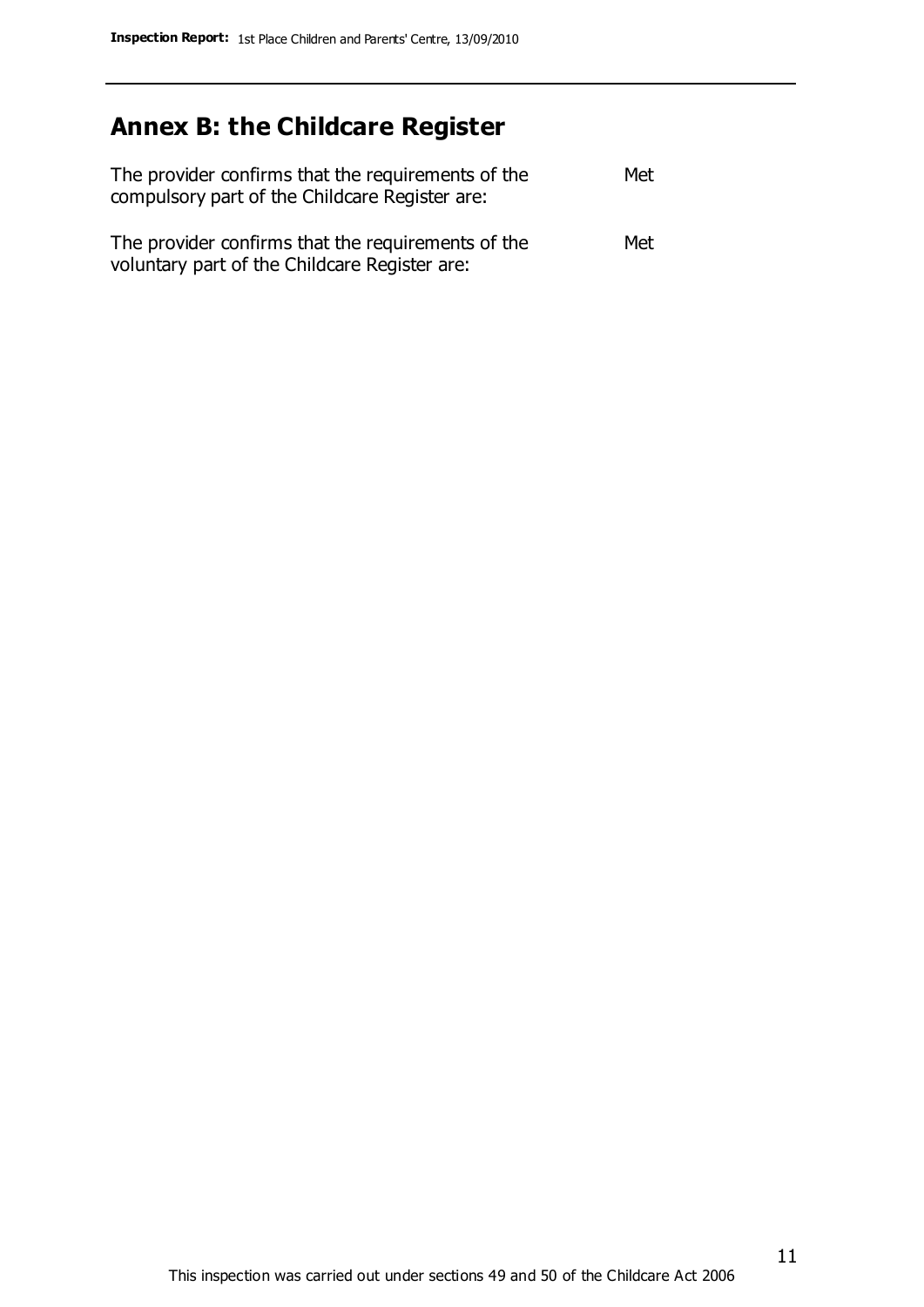## Annex B: the Childcare Register

| | |
|---|---|
| The provider confirms that the requirements of the compulsory part of the Childcare Register are: | Met |
| The provider confirms that the requirements of the voluntary part of the Childcare Register are: | Met |

This inspection was carried out under sections 49 and 50 of the Childcare Act 2006